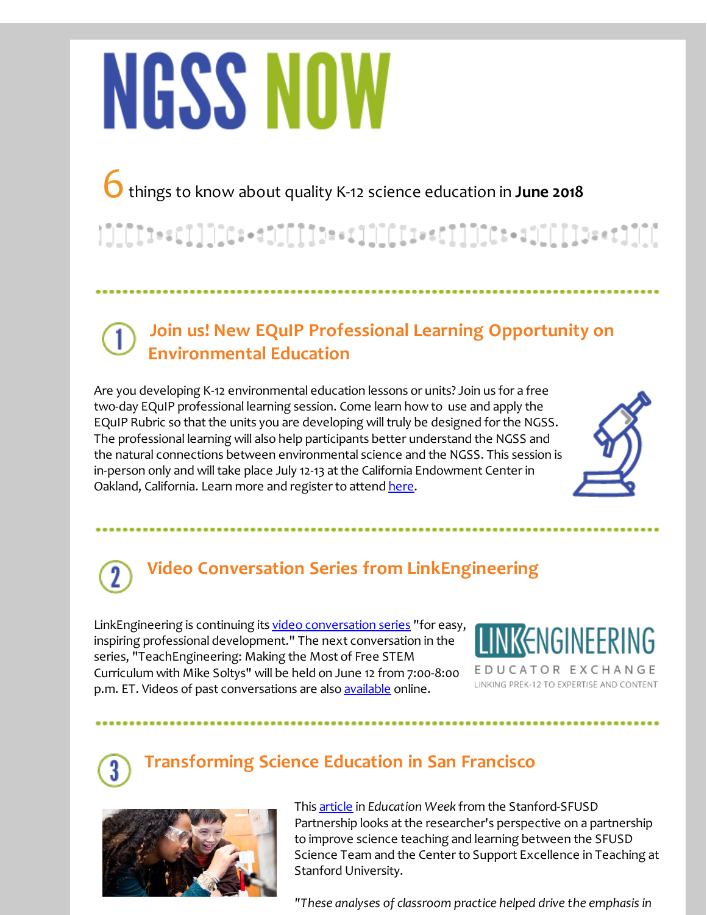# NGSS NOW

6 things to know about quality K-12 science education in **June 2018**

## 1 Join us! New EQuIP Professional Learning Opportunity on Environmental Education

Are you developing K-12 environmental education lessons or units? Join us for a free two-day EQuIP professional learning session. Come learn how to use and apply the EQuIP Rubric so that the units you are developing will truly be designed for the NGSS. The professional learning will also help participants better understand the NGSS and the natural connections between environmental science and the NGSS. This session is in-person only and will take place July 12-13 at the California Endowment Center in Oakland, California. Learn more and register to attend here.

## 2 Video Conversation Series from LinkEngineering

LinkEngineering is continuing its video conversation series "for easy, inspiring professional development." The next conversation in the series, "TeachEngineering: Making the Most of Free STEM Curriculum with Mike Soltys" will be held on June 12 from 7:00-8:00 p.m. ET. Videos of past conversations are also available online.

LINKENGINEERING
EDUCATOR EXCHANGE
LINKING PREK-12 TO EXPERTISE AND CONTENT

## 3 Transforming Science Education in San Francisco

This article in *Education Week* from the Stanford-SFUSD Partnership looks at the researcher's perspective on a partnership to improve science teaching and learning between the SFUSD Science Team and the Center to Support Excellence in Teaching at Stanford University.

*"These analyses of classroom practice helped drive the emphasis in*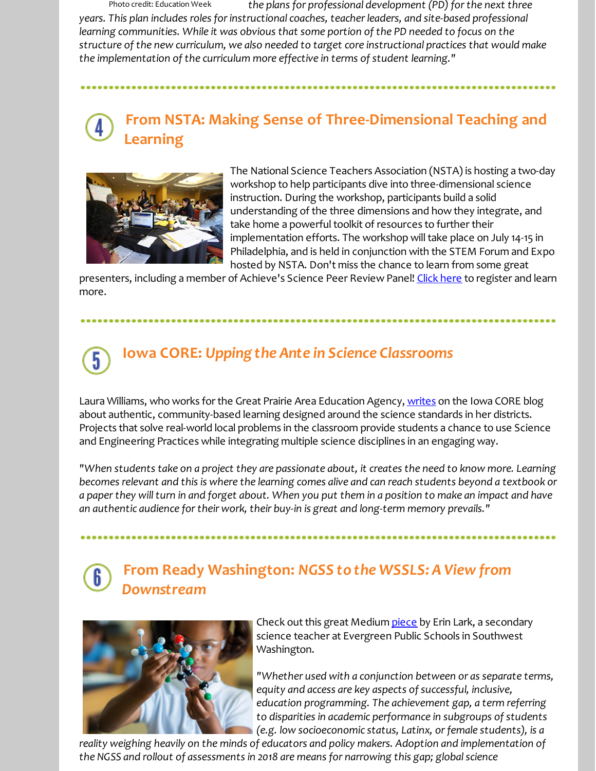Photo credit: Education Week

*the plans for professional development (PD) for the next three years. This plan includes roles for instructional coaches, teacher leaders, and site-based professional learning communities. While it was obvious that some portion of the PD needed to focus on the structure of the new curriculum, we also needed to target core instructional practices that would make the implementation of the curriculum more effective in terms of student learning."*

## 4 From NSTA: Making Sense of Three-Dimensional Teaching and Learning

The National Science Teachers Association (NSTA) is hosting a two-day workshop to help participants dive into three-dimensional science instruction. During the workshop, participants build a solid understanding of the three dimensions and how they integrate, and take home a powerful toolkit of resources to further their implementation efforts. The workshop will take place on July 14-15 in Philadelphia, and is held in conjunction with the STEM Forum and Expo hosted by NSTA. Don't miss the chance to learn from some great presenters, including a member of Achieve's Science Peer Review Panel! Click here to register and learn more.

## 5 Iowa CORE: *Upping the Ante in Science Classrooms*

Laura Williams, who works for the Great Prairie Area Education Agency, writes on the Iowa CORE blog about authentic, community-based learning designed around the science standards in her districts. Projects that solve real-world local problems in the classroom provide students a chance to use Science and Engineering Practices while integrating multiple science disciplines in an engaging way.

*"When students take on a project they are passionate about, it creates the need to know more. Learning becomes relevant and this is where the learning comes alive and can reach students beyond a textbook or a paper they will turn in and forget about. When you put them in a position to make an impact and have an authentic audience for their work, their buy-in is great and long-term memory prevails."*

## 6 From Ready Washington: *NGSS to the WSSLS: A View from Downstream*

Check out this great Medium piece by Erin Lark, a secondary science teacher at Evergreen Public Schools in Southwest Washington.

*"Whether used with a conjunction between or as separate terms, equity and access are key aspects of successful, inclusive, education programming. The achievement gap, a term referring to disparities in academic performance in subgroups of students (e.g. low socioeconomic status, Latinx, or female students), is a reality weighing heavily on the minds of educators and policy makers. Adoption and implementation of the NGSS and rollout of assessments in 2018 are means for narrowing this gap; global science*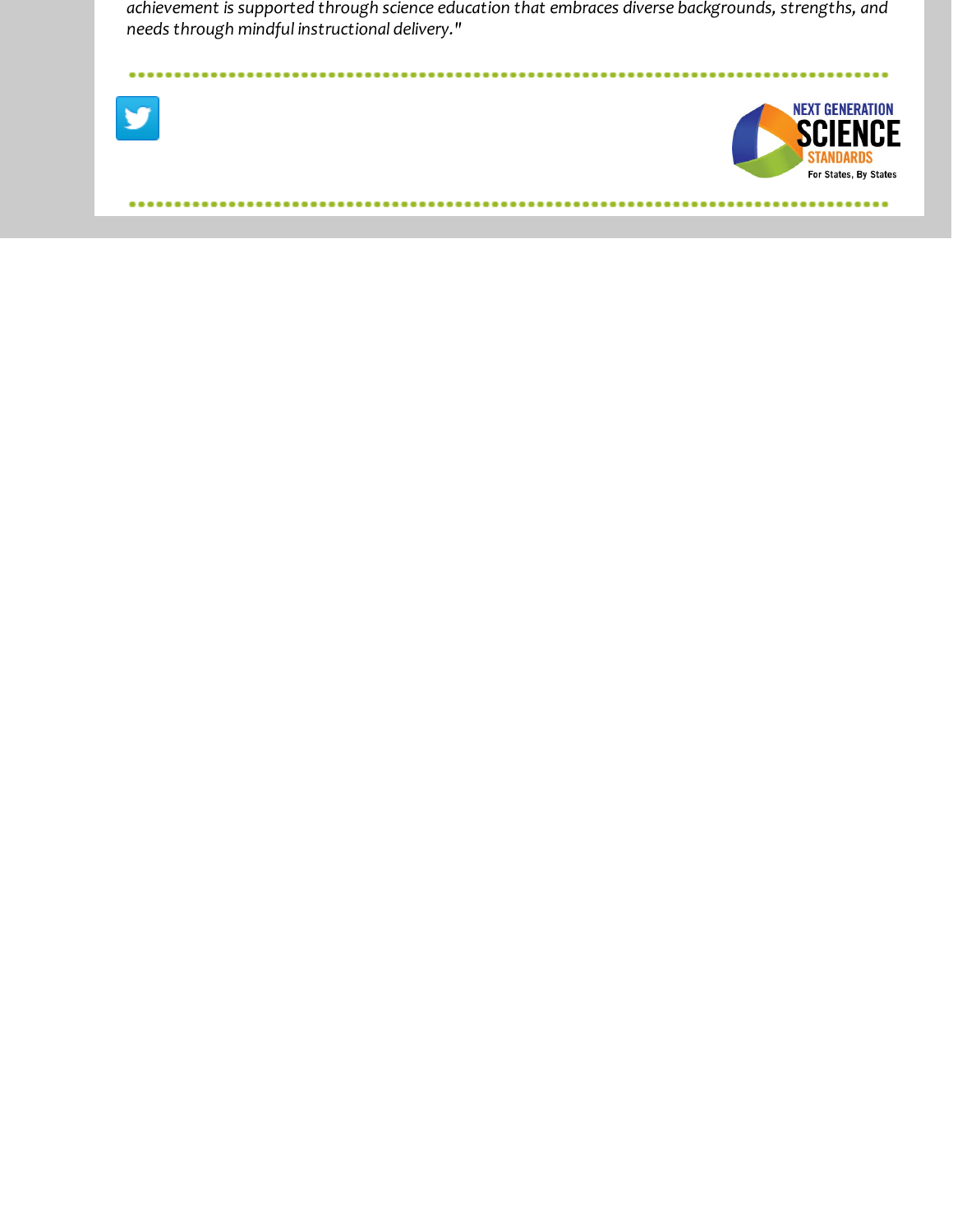*achievement is supported through science education that embraces diverse backgrounds, strengths, and needs through mindful instructional delivery."*